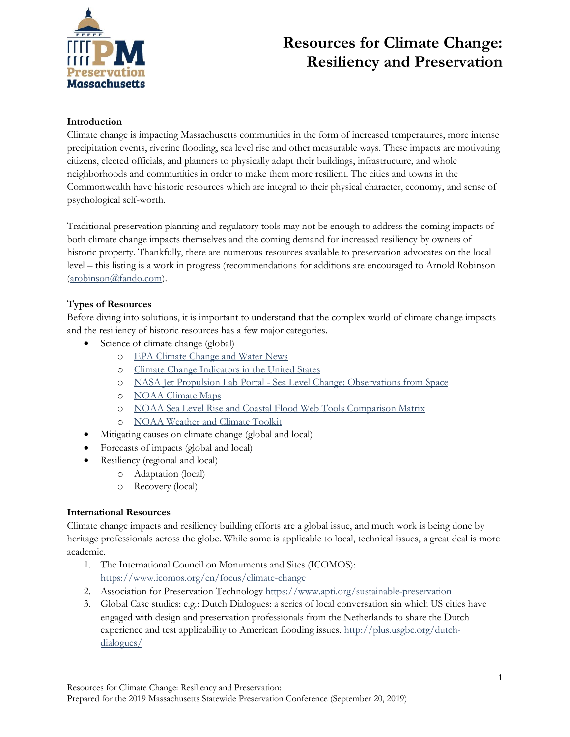# Resources for Climate Change: Resiliency and Preservation

### Introduction

Climate change is impacting Massachusetts communities in the form of increased temperatures, more intense precipitation events, riverine flooding, sea level rise and other measurable ways. These impacts are motivating citizens, elected officials, and planners to physically adapt their buildings, infrastructure, and whole neighborhoods and communities in order to make them more resilient. The cities and towns in the Commonwealth have historic resources which are integral to their physical character, economy, and sense of psychological self-worth.

Traditional preservation planning and regulatory tools may not be enough to address the coming impacts of both climate change impacts themselves and the coming demand for increased resiliency by owners of historic property. Thankfully, there are numerous resources available to preservation advocates on the local level – this listing is a work in progress (recommendations for additions are encouraged to Arnold Robinson (arobinson@fando.com).

### Types of Resources

Before diving into solutions, it is important to understand that the complex world of climate change impacts and the resiliency of historic resources has a few major categories.

- Science of climate change (global)
  - EPA Climate Change and Water News
  - Climate Change Indicators in the United States
  - NASA Jet Propulsion Lab Portal - Sea Level Change: Observations from Space
  - NOAA Climate Maps
  - NOAA Sea Level Rise and Coastal Flood Web Tools Comparison Matrix
  - NOAA Weather and Climate Toolkit
- Mitigating causes on climate change (global and local)
- Forecasts of impacts (global and local)
- Resiliency (regional and local)
  - Adaptation (local)
  - Recovery (local)

### International Resources

Climate change impacts and resiliency building efforts are a global issue, and much work is being done by heritage professionals across the globe. While some is applicable to local, technical issues, a great deal is more academic.

1. The International Council on Monuments and Sites (ICOMOS): https://www.icomos.org/en/focus/climate-change
2. Association for Preservation Technology https://www.apti.org/sustainable-preservation
3. Global Case studies: e.g.: Dutch Dialogues: a series of local conversation sin which US cities have engaged with design and preservation professionals from the Netherlands to share the Dutch experience and test applicability to American flooding issues. http://plus.usgbc.org/dutch-dialogues/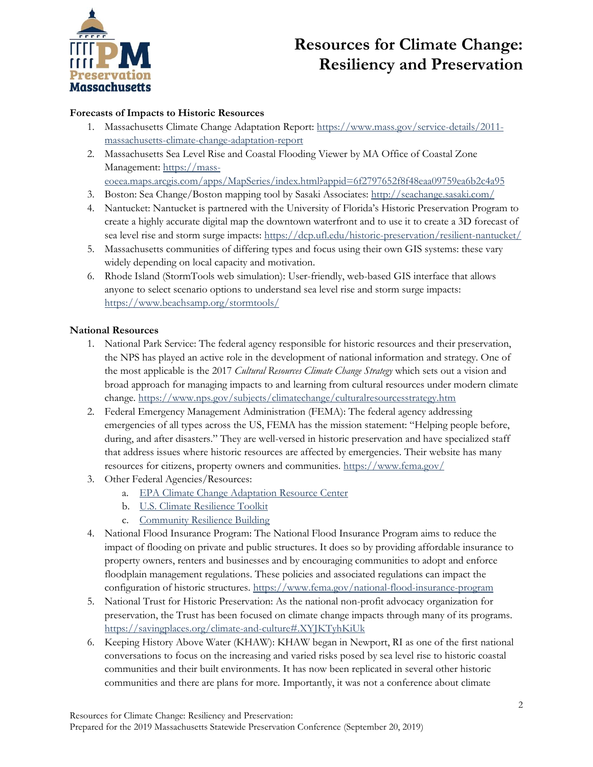# Resources for Climate Change: Resiliency and Preservation

**Forecasts of Impacts to Historic Resources**

1. Massachusetts Climate Change Adaptation Report: https://www.mass.gov/service-details/2011-massachusetts-climate-change-adaptation-report
2. Massachusetts Sea Level Rise and Coastal Flooding Viewer by MA Office of Coastal Zone Management: https://mass-eoeea.maps.arcgis.com/apps/MapSeries/index.html?appid=6f2797652f8f48eaa09759ea6b2c4a95
3. Boston: Sea Change/Boston mapping tool by Sasaki Associates: http://seachange.sasaki.com/
4. Nantucket: Nantucket is partnered with the University of Florida's Historic Preservation Program to create a highly accurate digital map the downtown waterfront and to use it to create a 3D forecast of sea level rise and storm surge impacts: https://dcp.ufl.edu/historic-preservation/resilient-nantucket/
5. Massachusetts communities of differing types and focus using their own GIS systems: these vary widely depending on local capacity and motivation.
6. Rhode Island (StormTools web simulation): User-friendly, web-based GIS interface that allows anyone to select scenario options to understand sea level rise and storm surge impacts: https://www.beachsamp.org/stormtools/

**National Resources**

1. National Park Service: The federal agency responsible for historic resources and their preservation, the NPS has played an active role in the development of national information and strategy. One of the most applicable is the 2017 *Cultural Resources Climate Change Strategy* which sets out a vision and broad approach for managing impacts to and learning from cultural resources under modern climate change. https://www.nps.gov/subjects/climatechange/culturalresourcesstrategy.htm
2. Federal Emergency Management Administration (FEMA): The federal agency addressing emergencies of all types across the US, FEMA has the mission statement: "Helping people before, during, and after disasters." They are well-versed in historic preservation and have specialized staff that address issues where historic resources are affected by emergencies. Their website has many resources for citizens, property owners and communities. https://www.fema.gov/
3. Other Federal Agencies/Resources:
   a. EPA Climate Change Adaptation Resource Center
   b. U.S. Climate Resilience Toolkit
   c. Community Resilience Building
4. National Flood Insurance Program: The National Flood Insurance Program aims to reduce the impact of flooding on private and public structures. It does so by providing affordable insurance to property owners, renters and businesses and by encouraging communities to adopt and enforce floodplain management regulations. These policies and associated regulations can impact the configuration of historic structures. https://www.fema.gov/national-flood-insurance-program
5. National Trust for Historic Preservation: As the national non-profit advocacy organization for preservation, the Trust has been focused on climate change impacts through many of its programs. https://savingplaces.org/climate-and-culture#.XYJKTyhKiUk
6. Keeping History Above Water (KHAW): KHAW began in Newport, RI as one of the first national conversations to focus on the increasing and varied risks posed by sea level rise to historic coastal communities and their built environments. It has now been replicated in several other historic communities and there are plans for more. Importantly, it was not a conference about climate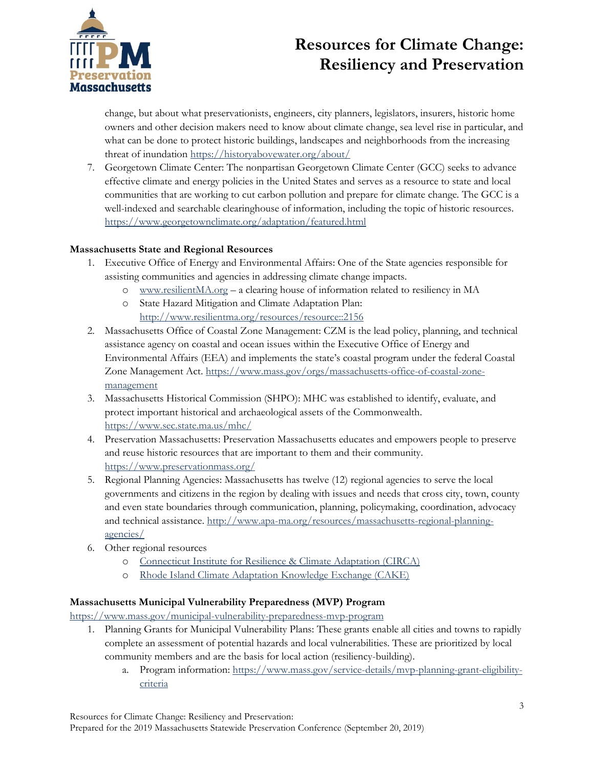change, but about what preservationists, engineers, city planners, legislators, insurers, historic home owners and other decision makers need to know about climate change, sea level rise in particular, and what can be done to protect historic buildings, landscapes and neighborhoods from the increasing threat of inundation https://historyabovewater.org/about/

7. Georgetown Climate Center: The nonpartisan Georgetown Climate Center (GCC) seeks to advance effective climate and energy policies in the United States and serves as a resource to state and local communities that are working to cut carbon pollution and prepare for climate change. The GCC is a well-indexed and searchable clearinghouse of information, including the topic of historic resources. https://www.georgetownclimate.org/adaptation/featured.html

**Massachusetts State and Regional Resources**

1. Executive Office of Energy and Environmental Affairs: One of the State agencies responsible for assisting communities and agencies in addressing climate change impacts.
   - www.resilientMA.org – a clearing house of information related to resiliency in MA
   - State Hazard Mitigation and Climate Adaptation Plan: http://www.resilientma.org/resources/resource::2156
2. Massachusetts Office of Coastal Zone Management: CZM is the lead policy, planning, and technical assistance agency on coastal and ocean issues within the Executive Office of Energy and Environmental Affairs (EEA) and implements the state's coastal program under the federal Coastal Zone Management Act. https://www.mass.gov/orgs/massachusetts-office-of-coastal-zone-management
3. Massachusetts Historical Commission (SHPO): MHC was established to identify, evaluate, and protect important historical and archaeological assets of the Commonwealth. https://www.sec.state.ma.us/mhc/
4. Preservation Massachusetts: Preservation Massachusetts educates and empowers people to preserve and reuse historic resources that are important to them and their community. https://www.preservationmass.org/
5. Regional Planning Agencies: Massachusetts has twelve (12) regional agencies to serve the local governments and citizens in the region by dealing with issues and needs that cross city, town, county and even state boundaries through communication, planning, policymaking, coordination, advocacy and technical assistance. http://www.apa-ma.org/resources/massachusetts-regional-planning-agencies/
6. Other regional resources
   - Connecticut Institute for Resilience & Climate Adaptation (CIRCA)
   - Rhode Island Climate Adaptation Knowledge Exchange (CAKE)

**Massachusetts Municipal Vulnerability Preparedness (MVP) Program**

https://www.mass.gov/municipal-vulnerability-preparedness-mvp-program

1. Planning Grants for Municipal Vulnerability Plans: These grants enable all cities and towns to rapidly complete an assessment of potential hazards and local vulnerabilities. These are prioritized by local community members and are the basis for local action (resiliency-building).
   a. Program information: https://www.mass.gov/service-details/mvp-planning-grant-eligibility-criteria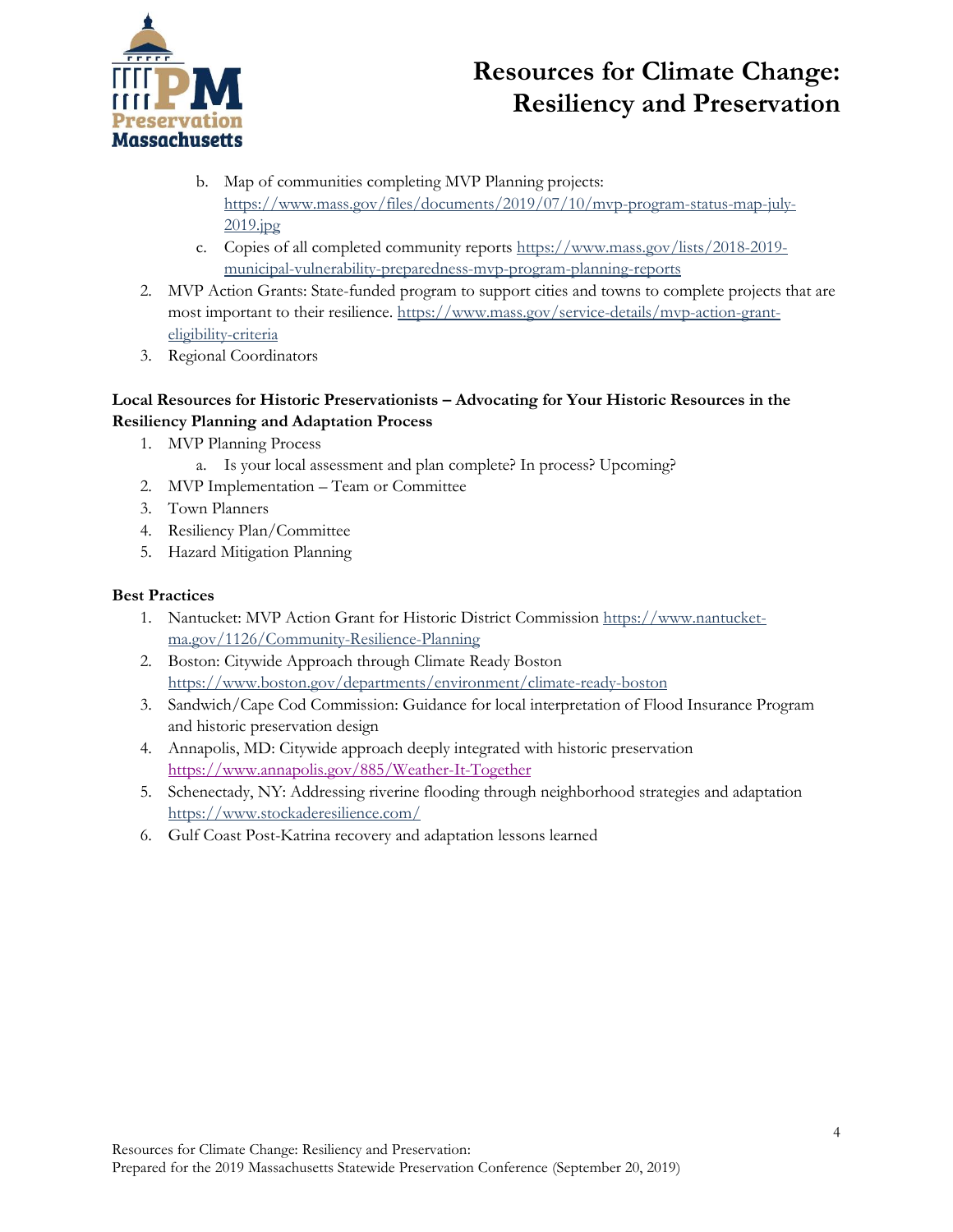b. Map of communities completing MVP Planning projects: https://www.mass.gov/files/documents/2019/07/10/mvp-program-status-map-july-2019.jpg
c. Copies of all completed community reports https://www.mass.gov/lists/2018-2019-municipal-vulnerability-preparedness-mvp-program-planning-reports

2. MVP Action Grants: State-funded program to support cities and towns to complete projects that are most important to their resilience. https://www.mass.gov/service-details/mvp-action-grant-eligibility-criteria
3. Regional Coordinators

**Local Resources for Historic Preservationists – Advocating for Your Historic Resources in the Resiliency Planning and Adaptation Process**

1. MVP Planning Process
   a. Is your local assessment and plan complete? In process? Upcoming?
2. MVP Implementation – Team or Committee
3. Town Planners
4. Resiliency Plan/Committee
5. Hazard Mitigation Planning

**Best Practices**

1. Nantucket: MVP Action Grant for Historic District Commission https://www.nantucket-ma.gov/1126/Community-Resilience-Planning
2. Boston: Citywide Approach through Climate Ready Boston https://www.boston.gov/departments/environment/climate-ready-boston
3. Sandwich/Cape Cod Commission: Guidance for local interpretation of Flood Insurance Program and historic preservation design
4. Annapolis, MD: Citywide approach deeply integrated with historic preservation https://www.annapolis.gov/885/Weather-It-Together
5. Schenectady, NY: Addressing riverine flooding through neighborhood strategies and adaptation https://www.stockaderesilience.com/
6. Gulf Coast Post-Katrina recovery and adaptation lessons learned